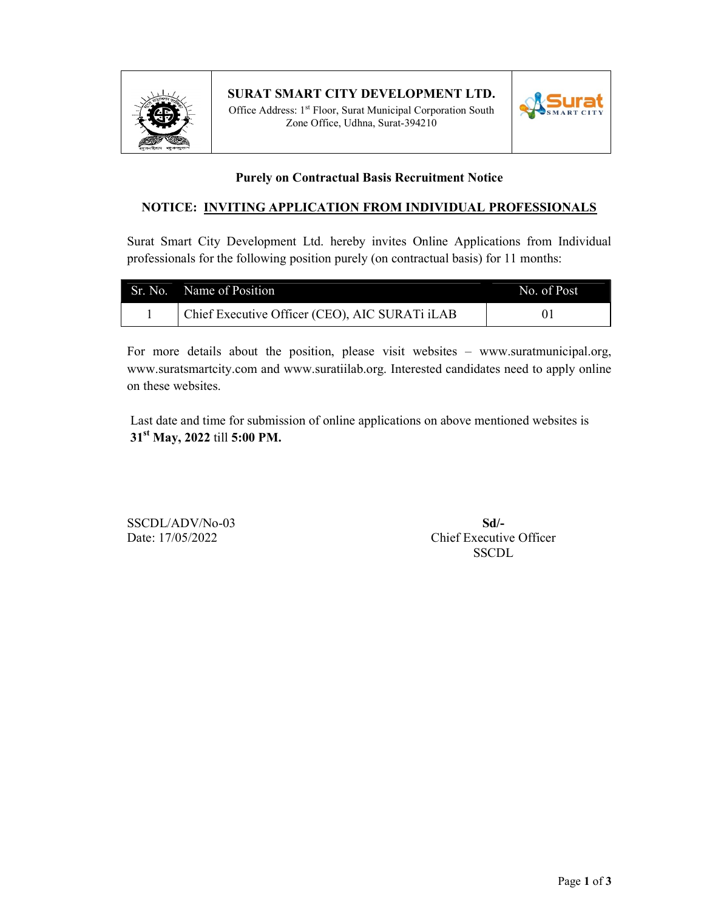# SURAT SMART CITY DEVELOPMENT LTD.

Office Address: 1st Floor, Surat Municipal Corporation South Zone Office, Udhna, Surat-394210

## Purely on Contractual Basis Recruitment Notice

## NOTICE: INVITING APPLICATION FROM INDIVIDUAL PROFESSIONALS

Surat Smart City Development Ltd. hereby invites Online Applications from Individual professionals for the following position purely (on contractual basis) for 11 months:

| Sr. No. | Name of Position | No. of Post |
|---|---|---|
| 1 | Chief Executive Officer (CEO), AIC SURATi iLAB | 01 |

For more details about the position, please visit websites – www.suratmunicipal.org, www.suratsmartcity.com and www.suratiilab.org. Interested candidates need to apply online on these websites.

Last date and time for submission of online applications on above mentioned websites is **31st May, 2022** till **5:00 PM.**

SSCDL/ADV/No-03
Date: 17/05/2022

**Sd/-**
Chief Executive Officer
SSCDL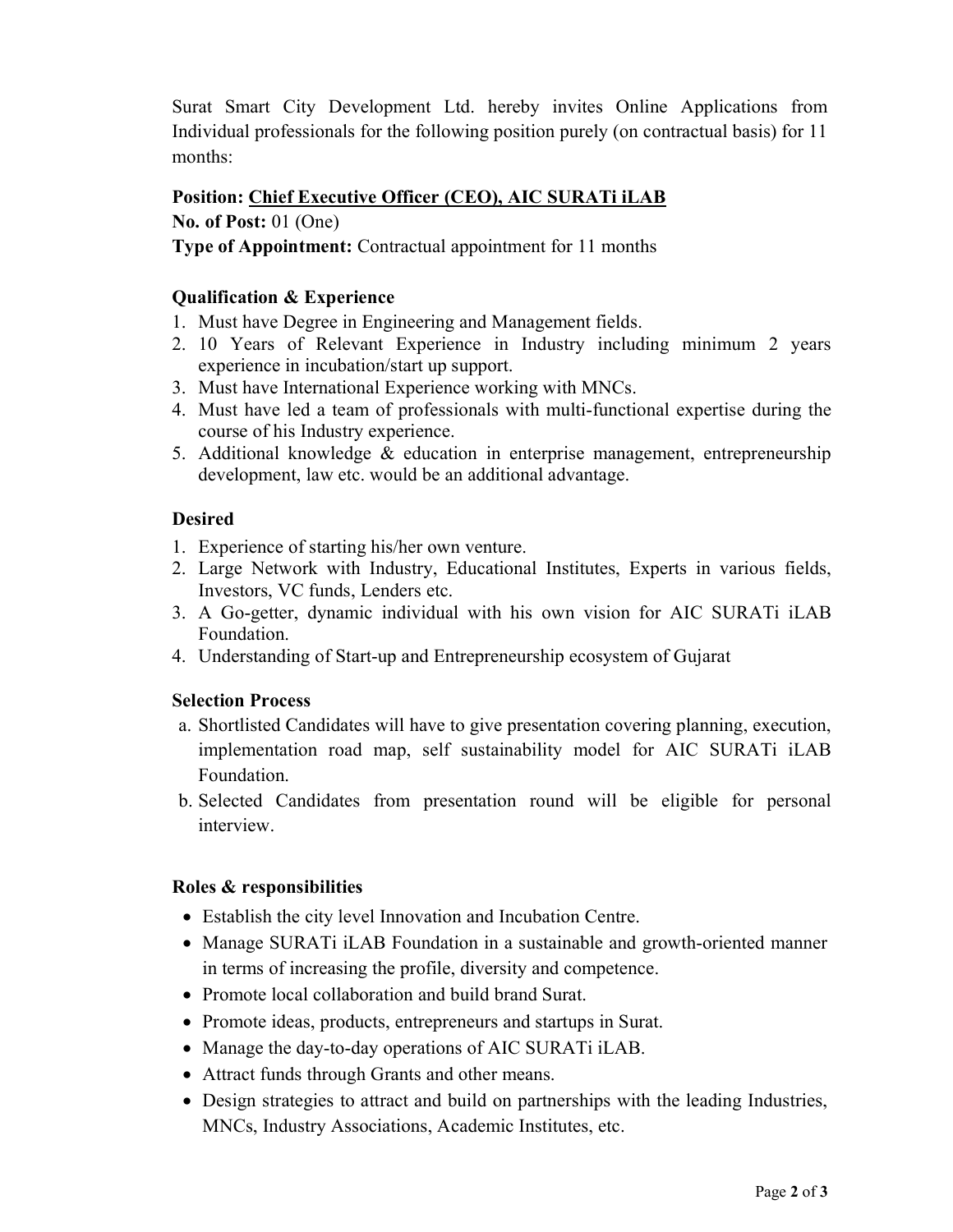Surat Smart City Development Ltd. hereby invites Online Applications from Individual professionals for the following position purely (on contractual basis) for 11 months:

**Position:** **Chief Executive Officer (CEO), AIC SURATi iLAB**

**No. of Post:** 01 (One)

**Type of Appointment:** Contractual appointment for 11 months

**Qualification & Experience**

1. Must have Degree in Engineering and Management fields.
2. 10 Years of Relevant Experience in Industry including minimum 2 years experience in incubation/start up support.
3. Must have International Experience working with MNCs.
4. Must have led a team of professionals with multi-functional expertise during the course of his Industry experience.
5. Additional knowledge & education in enterprise management, entrepreneurship development, law etc. would be an additional advantage.

**Desired**

1. Experience of starting his/her own venture.
2. Large Network with Industry, Educational Institutes, Experts in various fields, Investors, VC funds, Lenders etc.
3. A Go-getter, dynamic individual with his own vision for AIC SURATi iLAB Foundation.
4. Understanding of Start-up and Entrepreneurship ecosystem of Gujarat

**Selection Process**

a. Shortlisted Candidates will have to give presentation covering planning, execution, implementation road map, self sustainability model for AIC SURATi iLAB Foundation.

b. Selected Candidates from presentation round will be eligible for personal interview.

**Roles & responsibilities**

- Establish the city level Innovation and Incubation Centre.
- Manage SURATi iLAB Foundation in a sustainable and growth-oriented manner in terms of increasing the profile, diversity and competence.
- Promote local collaboration and build brand Surat.
- Promote ideas, products, entrepreneurs and startups in Surat.
- Manage the day-to-day operations of AIC SURATi iLAB.
- Attract funds through Grants and other means.
- Design strategies to attract and build on partnerships with the leading Industries, MNCs, Industry Associations, Academic Institutes, etc.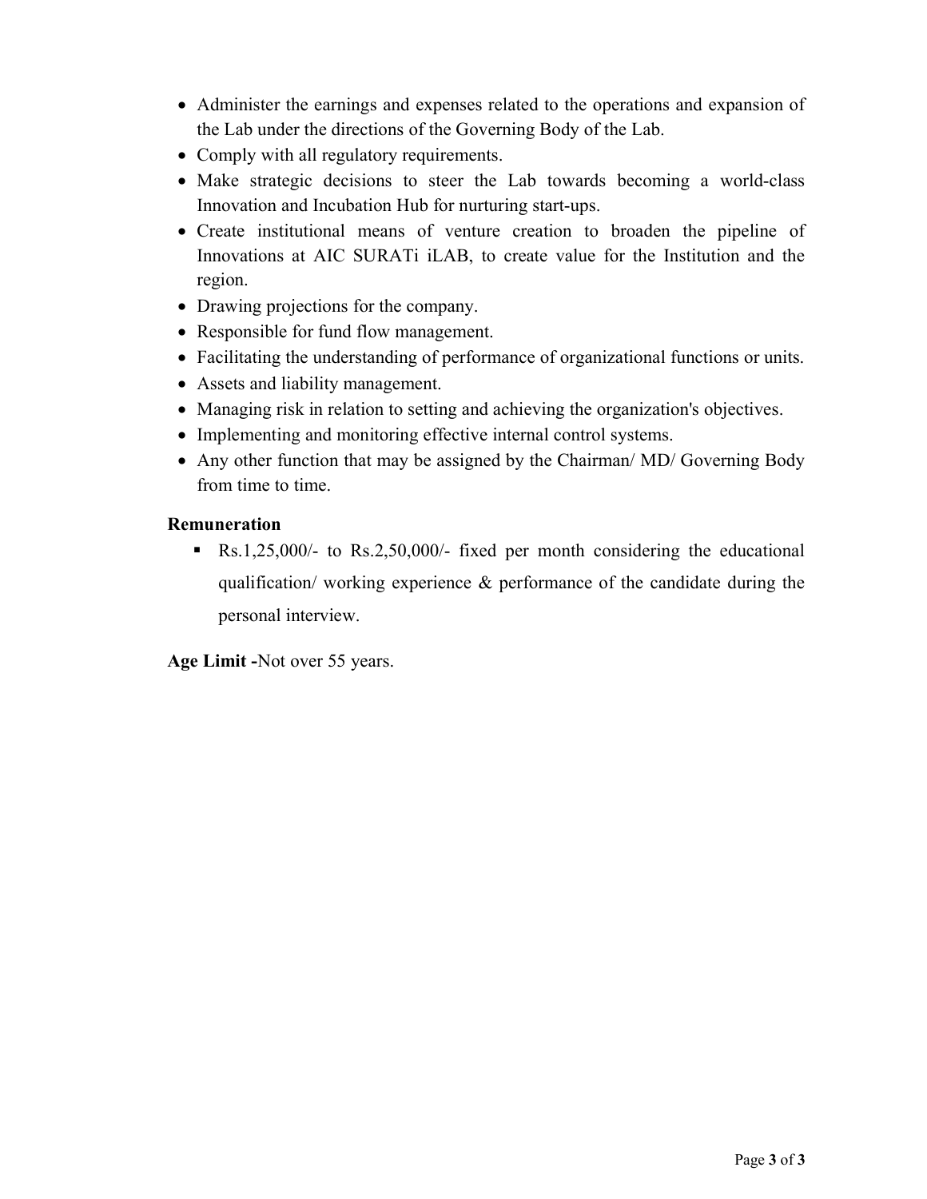- Administer the earnings and expenses related to the operations and expansion of the Lab under the directions of the Governing Body of the Lab.
- Comply with all regulatory requirements.
- Make strategic decisions to steer the Lab towards becoming a world-class Innovation and Incubation Hub for nurturing start-ups.
- Create institutional means of venture creation to broaden the pipeline of Innovations at AIC SURATi iLAB, to create value for the Institution and the region.
- Drawing projections for the company.
- Responsible for fund flow management.
- Facilitating the understanding of performance of organizational functions or units.
- Assets and liability management.
- Managing risk in relation to setting and achieving the organization's objectives.
- Implementing and monitoring effective internal control systems.
- Any other function that may be assigned by the Chairman/ MD/ Governing Body from time to time.

**Remuneration**

- Rs.1,25,000/- to Rs.2,50,000/- fixed per month considering the educational qualification/ working experience & performance of the candidate during the personal interview.

**Age Limit -**Not over 55 years.